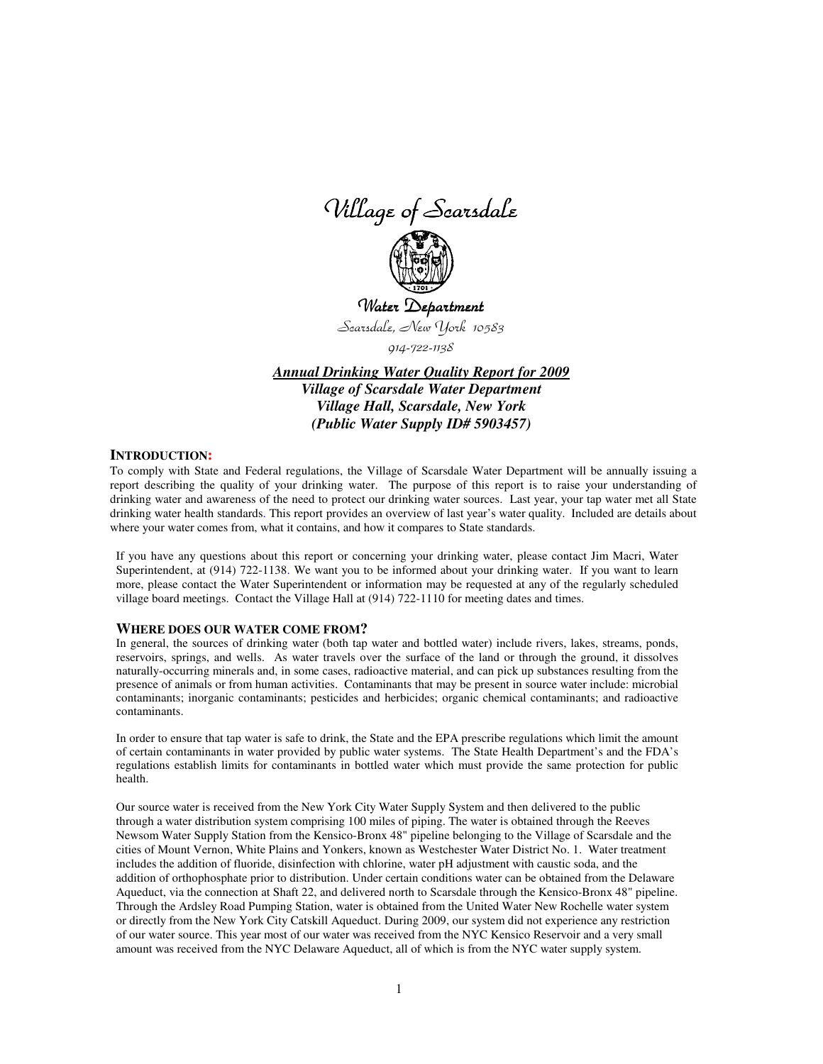# Village of Scarsdale

## Water Department

Scarsdale, New York 10583

914-722-1138

***Annual Drinking Water Quality Report for 2009***
***Village of Scarsdale Water Department***
***Village Hall, Scarsdale, New York***
***(Public Water Supply ID# 5903457)***

### INTRODUCTION:

To comply with State and Federal regulations, the Village of Scarsdale Water Department will be annually issuing a report describing the quality of your drinking water. The purpose of this report is to raise your understanding of drinking water and awareness of the need to protect our drinking water sources. Last year, your tap water met all State drinking water health standards. This report provides an overview of last year's water quality. Included are details about where your water comes from, what it contains, and how it compares to State standards.

If you have any questions about this report or concerning your drinking water, please contact Jim Macri, Water Superintendent, at (914) 722-1138. We want you to be informed about your drinking water. If you want to learn more, please contact the Water Superintendent or information may be requested at any of the regularly scheduled village board meetings. Contact the Village Hall at (914) 722-1110 for meeting dates and times.

### WHERE DOES OUR WATER COME FROM?

In general, the sources of drinking water (both tap water and bottled water) include rivers, lakes, streams, ponds, reservoirs, springs, and wells. As water travels over the surface of the land or through the ground, it dissolves naturally-occurring minerals and, in some cases, radioactive material, and can pick up substances resulting from the presence of animals or from human activities. Contaminants that may be present in source water include: microbial contaminants; inorganic contaminants; pesticides and herbicides; organic chemical contaminants; and radioactive contaminants.

In order to ensure that tap water is safe to drink, the State and the EPA prescribe regulations which limit the amount of certain contaminants in water provided by public water systems. The State Health Department's and the FDA's regulations establish limits for contaminants in bottled water which must provide the same protection for public health.

Our source water is received from the New York City Water Supply System and then delivered to the public through a water distribution system comprising 100 miles of piping. The water is obtained through the Reeves Newsom Water Supply Station from the Kensico-Bronx 48" pipeline belonging to the Village of Scarsdale and the cities of Mount Vernon, White Plains and Yonkers, known as Westchester Water District No. 1. Water treatment includes the addition of fluoride, disinfection with chlorine, water pH adjustment with caustic soda, and the addition of orthophosphate prior to distribution. Under certain conditions water can be obtained from the Delaware Aqueduct, via the connection at Shaft 22, and delivered north to Scarsdale through the Kensico-Bronx 48" pipeline. Through the Ardsley Road Pumping Station, water is obtained from the United Water New Rochelle water system or directly from the New York City Catskill Aqueduct. During 2009, our system did not experience any restriction of our water source. This year most of our water was received from the NYC Kensico Reservoir and a very small amount was received from the NYC Delaware Aqueduct, all of which is from the NYC water supply system.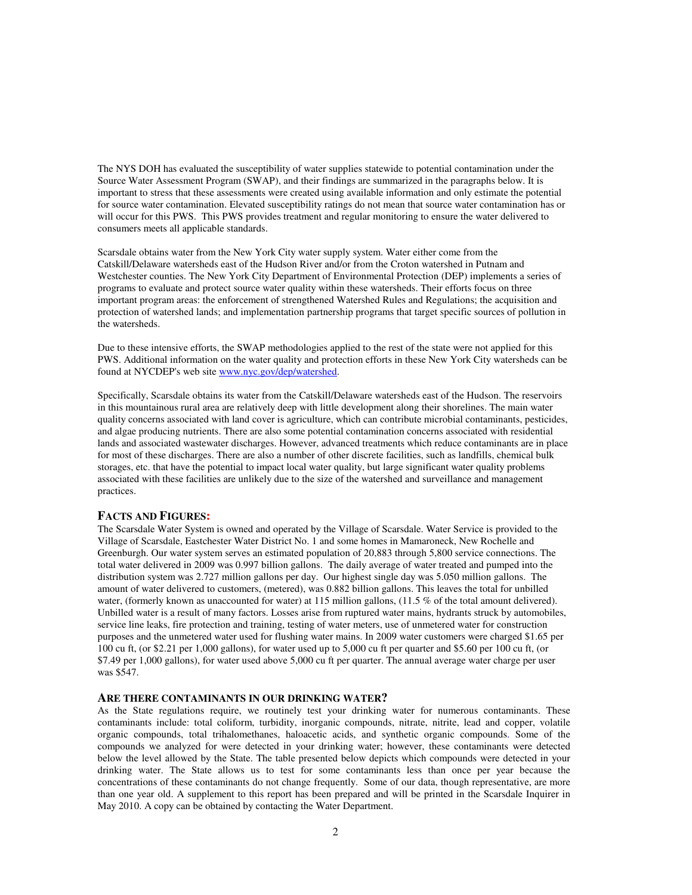The NYS DOH has evaluated the susceptibility of water supplies statewide to potential contamination under the Source Water Assessment Program (SWAP), and their findings are summarized in the paragraphs below. It is important to stress that these assessments were created using available information and only estimate the potential for source water contamination. Elevated susceptibility ratings do not mean that source water contamination has or will occur for this PWS. This PWS provides treatment and regular monitoring to ensure the water delivered to consumers meets all applicable standards.

Scarsdale obtains water from the New York City water supply system. Water either come from the Catskill/Delaware watersheds east of the Hudson River and/or from the Croton watershed in Putnam and Westchester counties. The New York City Department of Environmental Protection (DEP) implements a series of programs to evaluate and protect source water quality within these watersheds. Their efforts focus on three important program areas: the enforcement of strengthened Watershed Rules and Regulations; the acquisition and protection of watershed lands; and implementation partnership programs that target specific sources of pollution in the watersheds.

Due to these intensive efforts, the SWAP methodologies applied to the rest of the state were not applied for this PWS. Additional information on the water quality and protection efforts in these New York City watersheds can be found at NYCDEP's web site www.nyc.gov/dep/watershed.

Specifically, Scarsdale obtains its water from the Catskill/Delaware watersheds east of the Hudson. The reservoirs in this mountainous rural area are relatively deep with little development along their shorelines. The main water quality concerns associated with land cover is agriculture, which can contribute microbial contaminants, pesticides, and algae producing nutrients. There are also some potential contamination concerns associated with residential lands and associated wastewater discharges. However, advanced treatments which reduce contaminants are in place for most of these discharges. There are also a number of other discrete facilities, such as landfills, chemical bulk storages, etc. that have the potential to impact local water quality, but large significant water quality problems associated with these facilities are unlikely due to the size of the watershed and surveillance and management practices.

## FACTS AND FIGURES:

The Scarsdale Water System is owned and operated by the Village of Scarsdale. Water Service is provided to the Village of Scarsdale, Eastchester Water District No. 1 and some homes in Mamaroneck, New Rochelle and Greenburgh. Our water system serves an estimated population of 20,883 through 5,800 service connections. The total water delivered in 2009 was 0.997 billion gallons. The daily average of water treated and pumped into the distribution system was 2.727 million gallons per day. Our highest single day was 5.050 million gallons. The amount of water delivered to customers, (metered), was 0.882 billion gallons. This leaves the total for unbilled water, (formerly known as unaccounted for water) at 115 million gallons, (11.5 % of the total amount delivered). Unbilled water is a result of many factors. Losses arise from ruptured water mains, hydrants struck by automobiles, service line leaks, fire protection and training, testing of water meters, use of unmetered water for construction purposes and the unmetered water used for flushing water mains. In 2009 water customers were charged $1.65 per 100 cu ft, (or $2.21 per 1,000 gallons), for water used up to 5,000 cu ft per quarter and $5.60 per 100 cu ft, (or $7.49 per 1,000 gallons), for water used above 5,000 cu ft per quarter. The annual average water charge per user was $547.

## ARE THERE CONTAMINANTS IN OUR DRINKING WATER?

As the State regulations require, we routinely test your drinking water for numerous contaminants. These contaminants include: total coliform, turbidity, inorganic compounds, nitrate, nitrite, lead and copper, volatile organic compounds, total trihalomethanes, haloacetic acids, and synthetic organic compounds. Some of the compounds we analyzed for were detected in your drinking water; however, these contaminants were detected below the level allowed by the State. The table presented below depicts which compounds were detected in your drinking water. The State allows us to test for some contaminants less than once per year because the concentrations of these contaminants do not change frequently. Some of our data, though representative, are more than one year old. A supplement to this report has been prepared and will be printed in the Scarsdale Inquirer in May 2010. A copy can be obtained by contacting the Water Department.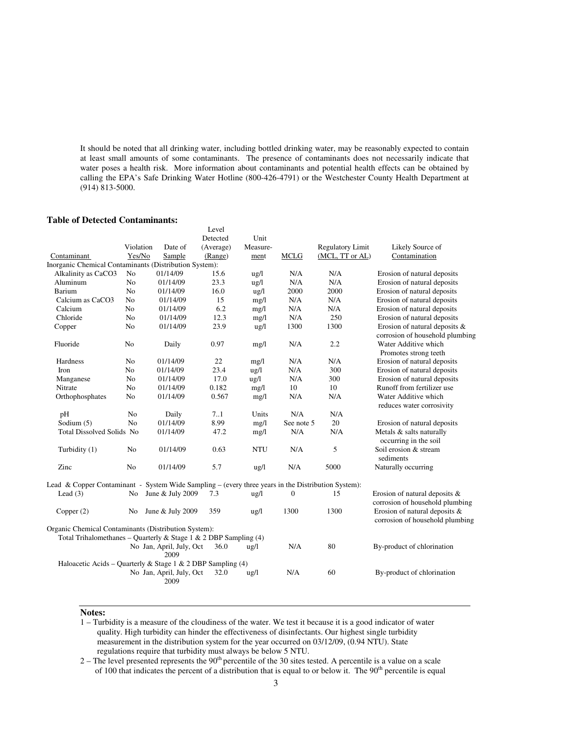It should be noted that all drinking water, including bottled drinking water, may be reasonably expected to contain at least small amounts of some contaminants. The presence of contaminants does not necessarily indicate that water poses a health risk. More information about contaminants and potential health effects can be obtained by calling the EPA's Safe Drinking Water Hotline (800-426-4791) or the Westchester County Health Department at (914) 813-5000.

**Table of Detected Contaminants:**

| Contaminant | Violation Yes/No | Date of Sample | Level Detected (Average) (Range) | Unit Measure-ment | MCLG | Regulatory Limit (MCL, TT or AL) | Likely Source of Contamination |
|---|---|---|---|---|---|---|---|
| Inorganic Chemical Contaminants (Distribution System): | | | | | | | |
| Alkalinity as CaCO3 | No | 01/14/09 | 15.6 | ug/l | N/A | N/A | Erosion of natural deposits |
| Aluminum | No | 01/14/09 | 23.3 | ug/l | N/A | N/A | Erosion of natural deposits |
| Barium | No | 01/14/09 | 16.0 | ug/l | 2000 | 2000 | Erosion of natural deposits |
| Calcium as CaCO3 | No | 01/14/09 | 15 | mg/l | N/A | N/A | Erosion of natural deposits |
| Calcium | No | 01/14/09 | 6.2 | mg/l | N/A | N/A | Erosion of natural deposits |
| Chloride | No | 01/14/09 | 12.3 | mg/l | N/A | 250 | Erosion of natural deposits |
| Copper | No | 01/14/09 | 23.9 | ug/l | 1300 | 1300 | Erosion of natural deposits & corrosion of household plumbing |
| Fluoride | No | Daily | 0.97 | mg/l | N/A | 2.2 | Water Additive which Promotes strong teeth |
| Hardness | No | 01/14/09 | 22 | mg/l | N/A | N/A | Erosion of natural deposits |
| Iron | No | 01/14/09 | 23.4 | ug/l | N/A | 300 | Erosion of natural deposits |
| Manganese | No | 01/14/09 | 17.0 | ug/l | N/A | 300 | Erosion of natural deposits |
| Nitrate | No | 01/14/09 | 0.182 | mg/l | 10 | 10 | Runoff from fertilizer use |
| Orthophosphates | No | 01/14/09 | 0.567 | mg/l | N/A | N/A | Water Additive which reduces water corrosivity |
| pH | No | Daily | 7..1 | Units | N/A | N/A | |
| Sodium (5) | No | 01/14/09 | 8.99 | mg/l | See note 5 | 20 | Erosion of natural deposits |
| Total Dissolved Solids | No | 01/14/09 | 47.2 | mg/l | N/A | N/A | Metals & salts naturally occurring in the soil |
| Turbidity (1) | No | 01/14/09 | 0.63 | NTU | N/A | 5 | Soil erosion & stream sediments |
| Zinc | No | 01/14/09 | 5.7 | ug/l | N/A | 5000 | Naturally occurring |
| Lead & Copper Contaminant - System Wide Sampling – (every three years in the Distribution System): | | | | | | | |
| Lead (3) | No | June & July 2009 | 7.3 | ug/l | 0 | 15 | Erosion of natural deposits & corrosion of household plumbing |
| Copper (2) | No | June & July 2009 | 359 | ug/l | 1300 | 1300 | Erosion of natural deposits & corrosion of household plumbing |
| Organic Chemical Contaminants (Distribution System): | | | | | | | |
| Total Trihalomethanes – Quarterly & Stage 1 & 2 DBP Sampling (4) | No | Jan, April, July, Oct 2009 | 36.0 | ug/l | N/A | 80 | By-product of chlorination |
| Haloacetic Acids – Quarterly & Stage 1 & 2 DBP Sampling (4) | No | Jan, April, July, Oct 2009 | 32.0 | ug/l | N/A | 60 | By-product of chlorination |

**Notes:**

1 – Turbidity is a measure of the cloudiness of the water. We test it because it is a good indicator of water quality. High turbidity can hinder the effectiveness of disinfectants. Our highest single turbidity measurement in the distribution system for the year occurred on 03/12/09, (0.94 NTU). State regulations require that turbidity must always be below 5 NTU.

2 – The level presented represents the 90th percentile of the 30 sites tested. A percentile is a value on a scale of 100 that indicates the percent of a distribution that is equal to or below it. The 90th percentile is equal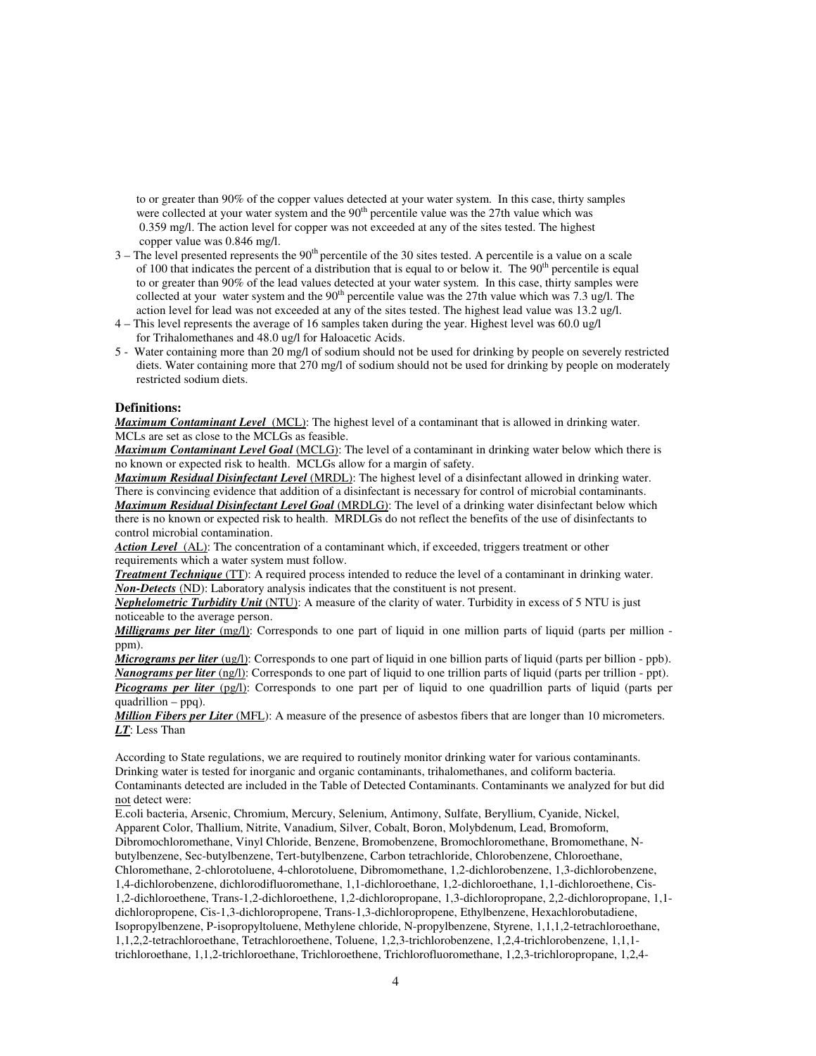to or greater than 90% of the copper values detected at your water system. In this case, thirty samples were collected at your water system and the 90th percentile value was the 27th value which was 0.359 mg/l. The action level for copper was not exceeded at any of the sites tested. The highest copper value was 0.846 mg/l.

3 – The level presented represents the 90th percentile of the 30 sites tested. A percentile is a value on a scale of 100 that indicates the percent of a distribution that is equal to or below it. The 90th percentile is equal to or greater than 90% of the lead values detected at your water system. In this case, thirty samples were collected at your water system and the 90th percentile value was the 27th value which was 7.3 ug/l. The action level for lead was not exceeded at any of the sites tested. The highest lead value was 13.2 ug/l.

4 – This level represents the average of 16 samples taken during the year. Highest level was 60.0 ug/l for Trihalomethanes and 48.0 ug/l for Haloacetic Acids.

5 - Water containing more than 20 mg/l of sodium should not be used for drinking by people on severely restricted diets. Water containing more that 270 mg/l of sodium should not be used for drinking by people on moderately restricted sodium diets.

### Definitions:

***Maximum Contaminant Level*** (MCL): The highest level of a contaminant that is allowed in drinking water. MCLs are set as close to the MCLGs as feasible.

***Maximum Contaminant Level Goal*** (MCLG): The level of a contaminant in drinking water below which there is no known or expected risk to health. MCLGs allow for a margin of safety.

***Maximum Residual Disinfectant Level*** (MRDL): The highest level of a disinfectant allowed in drinking water. There is convincing evidence that addition of a disinfectant is necessary for control of microbial contaminants.

***Maximum Residual Disinfectant Level Goal*** (MRDLG): The level of a drinking water disinfectant below which there is no known or expected risk to health. MRDLGs do not reflect the benefits of the use of disinfectants to control microbial contamination.

***Action Level*** (AL): The concentration of a contaminant which, if exceeded, triggers treatment or other requirements which a water system must follow.

***Treatment Technique*** (TT): A required process intended to reduce the level of a contaminant in drinking water.

***Non-Detects*** (ND): Laboratory analysis indicates that the constituent is not present.

***Nephelometric Turbidity Unit*** (NTU): A measure of the clarity of water. Turbidity in excess of 5 NTU is just noticeable to the average person.

***Milligrams per liter*** (mg/l): Corresponds to one part of liquid in one million parts of liquid (parts per million - ppm).

***Micrograms per liter*** (ug/l): Corresponds to one part of liquid in one billion parts of liquid (parts per billion - ppb).

***Nanograms per liter*** (ng/l): Corresponds to one part of liquid to one trillion parts of liquid (parts per trillion - ppt).

***Picograms per liter*** (pg/l): Corresponds to one part per of liquid to one quadrillion parts of liquid (parts per quadrillion – ppq).

***Million Fibers per Liter*** (MFL): A measure of the presence of asbestos fibers that are longer than 10 micrometers.

***LT***: Less Than

According to State regulations, we are required to routinely monitor drinking water for various contaminants. Drinking water is tested for inorganic and organic contaminants, trihalomethanes, and coliform bacteria. Contaminants detected are included in the Table of Detected Contaminants. Contaminants we analyzed for but did not detect were:

E.coli bacteria, Arsenic, Chromium, Mercury, Selenium, Antimony, Sulfate, Beryllium, Cyanide, Nickel, Apparent Color, Thallium, Nitrite, Vanadium, Silver, Cobalt, Boron, Molybdenum, Lead, Bromoform, Dibromochloromethane, Vinyl Chloride, Benzene, Bromobenzene, Bromochloromethane, Bromomethane, N-butylbenzene, Sec-butylbenzene, Tert-butylbenzene, Carbon tetrachloride, Chlorobenzene, Chloroethane, Chloromethane, 2-chlorotoluene, 4-chlorotoluene, Dibromomethane, 1,2-dichlorobenzene, 1,3-dichlorobenzene, 1,4-dichlorobenzene, dichlorodifluoromethane, 1,1-dichloroethane, 1,2-dichloroethane, 1,1-dichloroethene, Cis-1,2-dichloroethene, Trans-1,2-dichloroethene, 1,2-dichloropropane, 1,3-dichloropropane, 2,2-dichloropropane, 1,1-dichloropropene, Cis-1,3-dichloropropene, Trans-1,3-dichloropropene, Ethylbenzene, Hexachlorobutadiene, Isopropylbenzene, P-isopropyltoluene, Methylene chloride, N-propylbenzene, Styrene, 1,1,1,2-tetrachloroethane, 1,1,2,2-tetrachloroethane, Tetrachloroethene, Toluene, 1,2,3-trichlorobenzene, 1,2,4-trichlorobenzene, 1,1,1-trichloroethane, 1,1,2-trichloroethane, Trichloroethene, Trichlorofluoromethane, 1,2,3-trichloropropane, 1,2,4-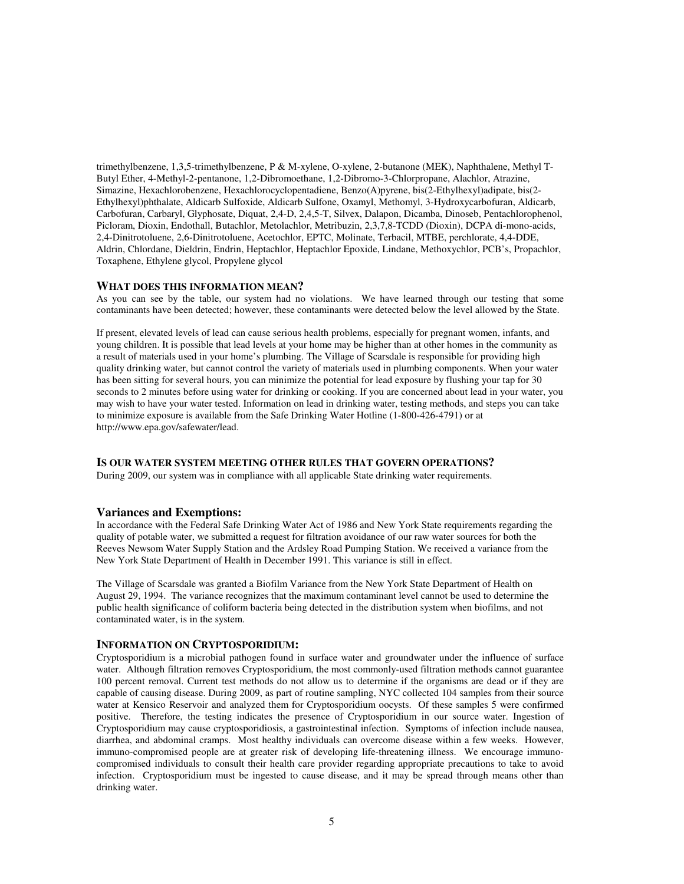trimethylbenzene, 1,3,5-trimethylbenzene, P & M-xylene, O-xylene, 2-butanone (MEK), Naphthalene, Methyl T-Butyl Ether, 4-Methyl-2-pentanone, 1,2-Dibromoethane, 1,2-Dibromo-3-Chlorpropane, Alachlor, Atrazine, Simazine, Hexachlorobenzene, Hexachlorocyclopentadiene, Benzo(A)pyrene, bis(2-Ethylhexyl)adipate, bis(2-Ethylhexyl)phthalate, Aldicarb Sulfoxide, Aldicarb Sulfone, Oxamyl, Methomyl, 3-Hydroxycarbofuran, Aldicarb, Carbofuran, Carbaryl, Glyphosate, Diquat, 2,4-D, 2,4,5-T, Silvex, Dalapon, Dicamba, Dinoseb, Pentachlorophenol, Picloram, Dioxin, Endothall, Butachlor, Metolachlor, Metribuzin, 2,3,7,8-TCDD (Dioxin), DCPA di-mono-acids, 2,4-Dinitrotoluene, 2,6-Dinitrotoluene, Acetochlor, EPTC, Molinate, Terbacil, MTBE, perchlorate, 4,4-DDE, Aldrin, Chlordane, Dieldrin, Endrin, Heptachlor, Heptachlor Epoxide, Lindane, Methoxychlor, PCB's, Propachlor, Toxaphene, Ethylene glycol, Propylene glycol

## WHAT DOES THIS INFORMATION MEAN?

As you can see by the table, our system had no violations. We have learned through our testing that some contaminants have been detected; however, these contaminants were detected below the level allowed by the State.

If present, elevated levels of lead can cause serious health problems, especially for pregnant women, infants, and young children. It is possible that lead levels at your home may be higher than at other homes in the community as a result of materials used in your home's plumbing. The Village of Scarsdale is responsible for providing high quality drinking water, but cannot control the variety of materials used in plumbing components. When your water has been sitting for several hours, you can minimize the potential for lead exposure by flushing your tap for 30 seconds to 2 minutes before using water for drinking or cooking. If you are concerned about lead in your water, you may wish to have your water tested. Information on lead in drinking water, testing methods, and steps you can take to minimize exposure is available from the Safe Drinking Water Hotline (1-800-426-4791) or at http://www.epa.gov/safewater/lead.

## IS OUR WATER SYSTEM MEETING OTHER RULES THAT GOVERN OPERATIONS?

During 2009, our system was in compliance with all applicable State drinking water requirements.

## Variances and Exemptions:

In accordance with the Federal Safe Drinking Water Act of 1986 and New York State requirements regarding the quality of potable water, we submitted a request for filtration avoidance of our raw water sources for both the Reeves Newsom Water Supply Station and the Ardsley Road Pumping Station. We received a variance from the New York State Department of Health in December 1991. This variance is still in effect.

The Village of Scarsdale was granted a Biofilm Variance from the New York State Department of Health on August 29, 1994. The variance recognizes that the maximum contaminant level cannot be used to determine the public health significance of coliform bacteria being detected in the distribution system when biofilms, and not contaminated water, is in the system.

## INFORMATION ON CRYPTOSPORIDIUM:

Cryptosporidium is a microbial pathogen found in surface water and groundwater under the influence of surface water. Although filtration removes Cryptosporidium, the most commonly-used filtration methods cannot guarantee 100 percent removal. Current test methods do not allow us to determine if the organisms are dead or if they are capable of causing disease. During 2009, as part of routine sampling, NYC collected 104 samples from their source water at Kensico Reservoir and analyzed them for Cryptosporidium oocysts. Of these samples 5 were confirmed positive. Therefore, the testing indicates the presence of Cryptosporidium in our source water. Ingestion of Cryptosporidium may cause cryptosporidiosis, a gastrointestinal infection. Symptoms of infection include nausea, diarrhea, and abdominal cramps. Most healthy individuals can overcome disease within a few weeks. However, immuno-compromised people are at greater risk of developing life-threatening illness. We encourage immuno-compromised individuals to consult their health care provider regarding appropriate precautions to take to avoid infection. Cryptosporidium must be ingested to cause disease, and it may be spread through means other than drinking water.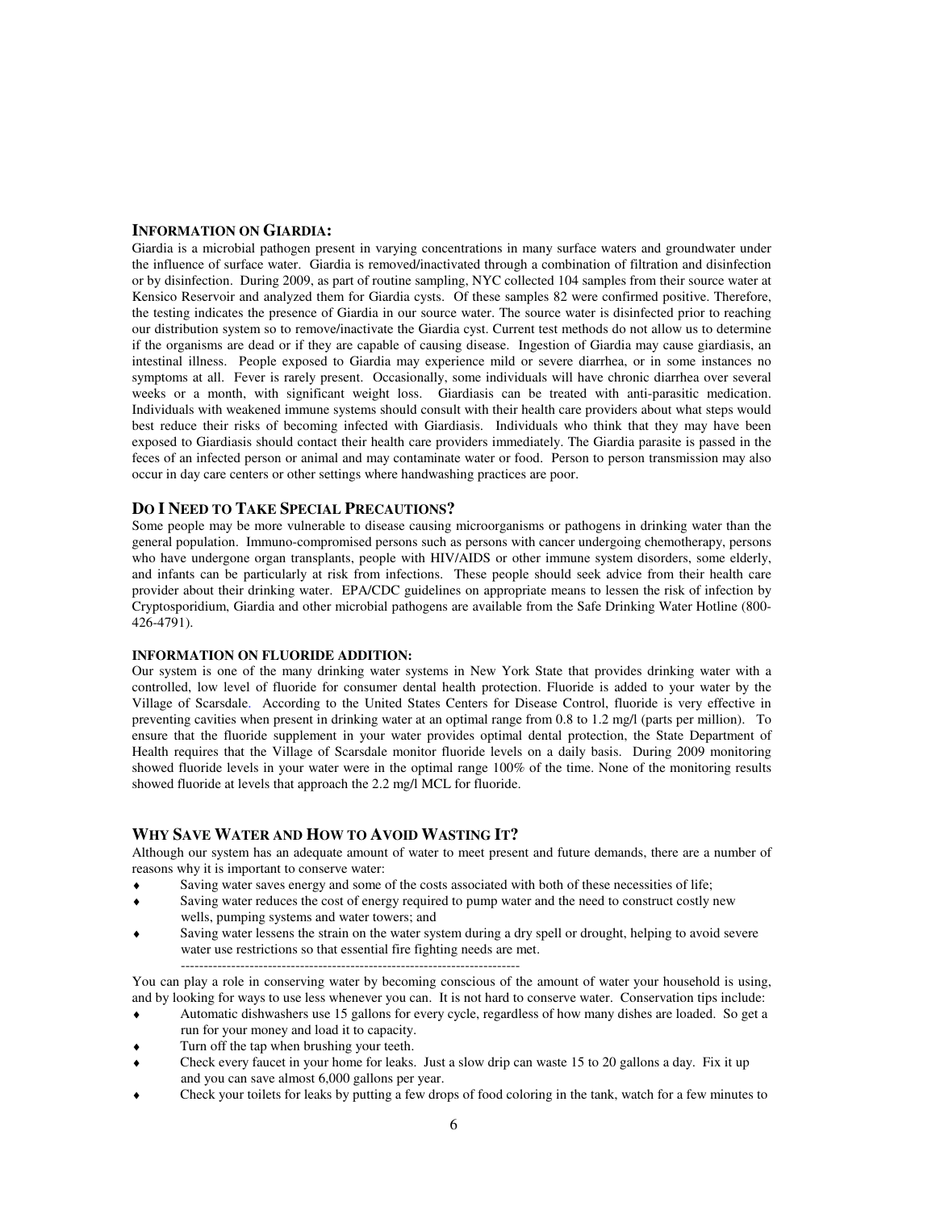## Information on Giardia:

Giardia is a microbial pathogen present in varying concentrations in many surface waters and groundwater under the influence of surface water. Giardia is removed/inactivated through a combination of filtration and disinfection or by disinfection. During 2009, as part of routine sampling, NYC collected 104 samples from their source water at Kensico Reservoir and analyzed them for Giardia cysts. Of these samples 82 were confirmed positive. Therefore, the testing indicates the presence of Giardia in our source water. The source water is disinfected prior to reaching our distribution system so to remove/inactivate the Giardia cyst. Current test methods do not allow us to determine if the organisms are dead or if they are capable of causing disease. Ingestion of Giardia may cause giardiasis, an intestinal illness. People exposed to Giardia may experience mild or severe diarrhea, or in some instances no symptoms at all. Fever is rarely present. Occasionally, some individuals will have chronic diarrhea over several weeks or a month, with significant weight loss. Giardiasis can be treated with anti-parasitic medication. Individuals with weakened immune systems should consult with their health care providers about what steps would best reduce their risks of becoming infected with Giardiasis. Individuals who think that they may have been exposed to Giardiasis should contact their health care providers immediately. The Giardia parasite is passed in the feces of an infected person or animal and may contaminate water or food. Person to person transmission may also occur in day care centers or other settings where handwashing practices are poor.

## Do I Need to Take Special Precautions?

Some people may be more vulnerable to disease causing microorganisms or pathogens in drinking water than the general population. Immuno-compromised persons such as persons with cancer undergoing chemotherapy, persons who have undergone organ transplants, people with HIV/AIDS or other immune system disorders, some elderly, and infants can be particularly at risk from infections. These people should seek advice from their health care provider about their drinking water. EPA/CDC guidelines on appropriate means to lessen the risk of infection by Cryptosporidium, Giardia and other microbial pathogens are available from the Safe Drinking Water Hotline (800-426-4791).

### INFORMATION ON FLUORIDE ADDITION:

Our system is one of the many drinking water systems in New York State that provides drinking water with a controlled, low level of fluoride for consumer dental health protection. Fluoride is added to your water by the Village of Scarsdale. According to the United States Centers for Disease Control, fluoride is very effective in preventing cavities when present in drinking water at an optimal range from 0.8 to 1.2 mg/l (parts per million). To ensure that the fluoride supplement in your water provides optimal dental protection, the State Department of Health requires that the Village of Scarsdale monitor fluoride levels on a daily basis. During 2009 monitoring showed fluoride levels in your water were in the optimal range 100% of the time. None of the monitoring results showed fluoride at levels that approach the 2.2 mg/l MCL for fluoride.

## Why Save Water and How to Avoid Wasting It?

Although our system has an adequate amount of water to meet present and future demands, there are a number of reasons why it is important to conserve water:

- Saving water saves energy and some of the costs associated with both of these necessities of life;
- Saving water reduces the cost of energy required to pump water and the need to construct costly new wells, pumping systems and water towers; and
- Saving water lessens the strain on the water system during a dry spell or drought, helping to avoid severe water use restrictions so that essential fire fighting needs are met.

---

You can play a role in conserving water by becoming conscious of the amount of water your household is using, and by looking for ways to use less whenever you can. It is not hard to conserve water. Conservation tips include:

- Automatic dishwashers use 15 gallons for every cycle, regardless of how many dishes are loaded. So get a run for your money and load it to capacity.
- Turn off the tap when brushing your teeth.
- Check every faucet in your home for leaks. Just a slow drip can waste 15 to 20 gallons a day. Fix it up and you can save almost 6,000 gallons per year.
- Check your toilets for leaks by putting a few drops of food coloring in the tank, watch for a few minutes to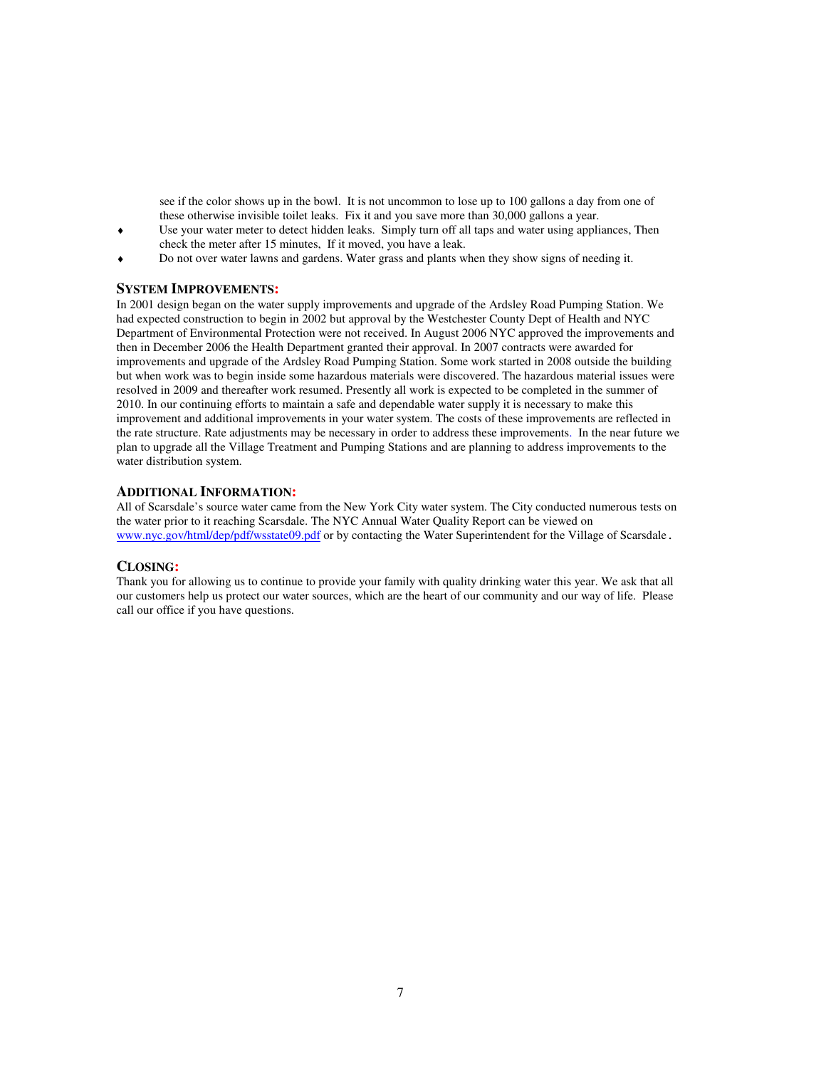see if the color shows up in the bowl. It is not uncommon to lose up to 100 gallons a day from one of these otherwise invisible toilet leaks. Fix it and you save more than 30,000 gallons a year.

- Use your water meter to detect hidden leaks. Simply turn off all taps and water using appliances, Then check the meter after 15 minutes, If it moved, you have a leak.
- Do not over water lawns and gardens. Water grass and plants when they show signs of needing it.

## SYSTEM IMPROVEMENTS:

In 2001 design began on the water supply improvements and upgrade of the Ardsley Road Pumping Station. We had expected construction to begin in 2002 but approval by the Westchester County Dept of Health and NYC Department of Environmental Protection were not received. In August 2006 NYC approved the improvements and then in December 2006 the Health Department granted their approval. In 2007 contracts were awarded for improvements and upgrade of the Ardsley Road Pumping Station. Some work started in 2008 outside the building but when work was to begin inside some hazardous materials were discovered. The hazardous material issues were resolved in 2009 and thereafter work resumed. Presently all work is expected to be completed in the summer of 2010. In our continuing efforts to maintain a safe and dependable water supply it is necessary to make this improvement and additional improvements in your water system. The costs of these improvements are reflected in the rate structure. Rate adjustments may be necessary in order to address these improvements. In the near future we plan to upgrade all the Village Treatment and Pumping Stations and are planning to address improvements to the water distribution system.

## ADDITIONAL INFORMATION:

All of Scarsdale's source water came from the New York City water system. The City conducted numerous tests on the water prior to it reaching Scarsdale. The NYC Annual Water Quality Report can be viewed on www.nyc.gov/html/dep/pdf/wsstate09.pdf or by contacting the Water Superintendent for the Village of Scarsdale.

## CLOSING:

Thank you for allowing us to continue to provide your family with quality drinking water this year. We ask that all our customers help us protect our water sources, which are the heart of our community and our way of life. Please call our office if you have questions.